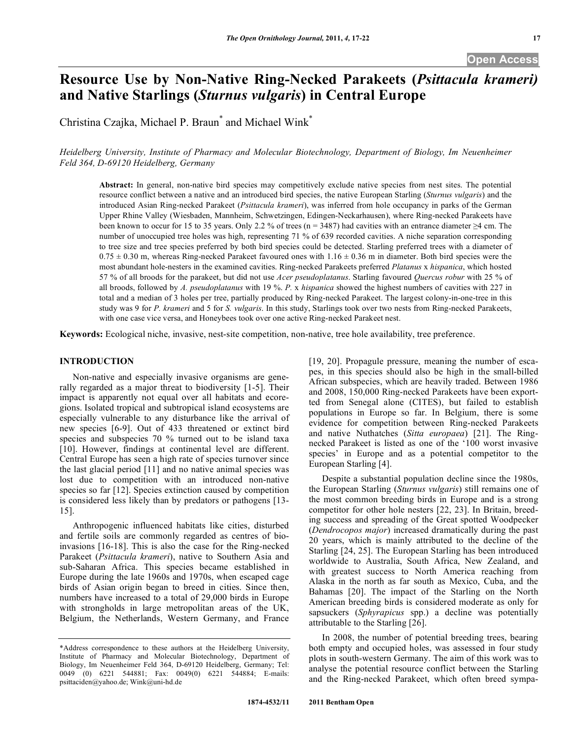# Resource Use by Non-Native Ring-Necked Parakeets (*Psittacula krameri*) and Native Starlings (*Sturnus vulgaris*) in Central Europe

Christina Czajka, Michael P. Braun* and Michael Wink*

*Heidelberg University, Institute of Pharmacy and Molecular Biotechnology, Department of Biology, Im Neuenheimer Feld 364, D-69120 Heidelberg, Germany*

**Abstract:** In general, non-native bird species may competitively exclude native species from nest sites. The potential resource conflict between a native and an introduced bird species, the native European Starling (*Sturnus vulgaris*) and the introduced Asian Ring-necked Parakeet (*Psittacula krameri*), was inferred from hole occupancy in parks of the German Upper Rhine Valley (Wiesbaden, Mannheim, Schwetzingen, Edingen-Neckarhausen), where Ring-necked Parakeets have been known to occur for 15 to 35 years. Only 2.2 % of trees (n = 3487) had cavities with an entrance diameter ≥4 cm. The number of unoccupied tree holes was high, representing 71 % of 639 recorded cavities. A niche separation corresponding to tree size and tree species preferred by both bird species could be detected. Starling preferred trees with a diameter of 0.75 ± 0.30 m, whereas Ring-necked Parakeet favoured ones with 1.16 ± 0.36 m in diameter. Both bird species were the most abundant hole-nesters in the examined cavities. Ring-necked Parakeets preferred *Platanus* x *hispanica*, which hosted 57 % of all broods for the parakeet, but did not use *Acer pseudoplatanus*. Starling favoured *Quercus robur* with 25 % of all broods, followed by *A. pseudoplatanus* with 19 %. *P.* x *hispanica* showed the highest numbers of cavities with 227 in total and a median of 3 holes per tree, partially produced by Ring-necked Parakeet. The largest colony-in-one-tree in this study was 9 for *P. krameri* and 5 for *S. vulgaris*. In this study, Starlings took over two nests from Ring-necked Parakeets, with one case vice versa, and Honeybees took over one active Ring-necked Parakeet nest.

**Keywords:** Ecological niche, invasive, nest-site competition, non-native, tree hole availability, tree preference.

## INTRODUCTION

Non-native and especially invasive organisms are generally regarded as a major threat to biodiversity [1-5]. Their impact is apparently not equal over all habitats and ecoregions. Isolated tropical and subtropical island ecosystems are especially vulnerable to any disturbance like the arrival of new species [6-9]. Out of 433 threatened or extinct bird species and subspecies 70 % turned out to be island taxa [10]. However, findings at continental level are different. Central Europe has seen a high rate of species turnover since the last glacial period [11] and no native animal species was lost due to competition with an introduced non-native species so far [12]. Species extinction caused by competition is considered less likely than by predators or pathogens [13-15].

Anthropogenic influenced habitats like cities, disturbed and fertile soils are commonly regarded as centres of bioinvasions [16-18]. This is also the case for the Ring-necked Parakeet (*Psittacula krameri*), native to Southern Asia and sub-Saharan Africa. This species became established in Europe during the late 1960s and 1970s, when escaped cage birds of Asian origin began to breed in cities. Since then, numbers have increased to a total of 29,000 birds in Europe with strongholds in large metropolitan areas of the UK, Belgium, the Netherlands, Western Germany, and France [19, 20]. Propagule pressure, meaning the number of escapes, in this species should also be high in the small-billed African subspecies, which are heavily traded. Between 1986 and 2008, 150,000 Ring-necked Parakeets have been exported from Senegal alone (CITES), but failed to establish populations in Europe so far. In Belgium, there is some evidence for competition between Ring-necked Parakeets and native Nuthatches (*Sitta europaea*) [21]. The Ring-necked Parakeet is listed as one of the '100 worst invasive species' in Europe and as a potential competitor to the European Starling [4].

Despite a substantial population decline since the 1980s, the European Starling (*Sturnus vulgaris*) still remains one of the most common breeding birds in Europe and is a strong competitor for other hole nesters [22, 23]. In Britain, breeding success and spreading of the Great spotted Woodpecker (*Dendrocopos major*) increased dramatically during the past 20 years, which is mainly attributed to the decline of the Starling [24, 25]. The European Starling has been introduced worldwide to Australia, South Africa, New Zealand, and with greatest success to North America reaching from Alaska in the north as far south as Mexico, Cuba, and the Bahamas [20]. The impact of the Starling on the North American breeding birds is considered moderate as only for sapsuckers (*Sphyrapicus* spp.) a decline was potentially attributable to the Starling [26].

In 2008, the number of potential breeding trees, bearing both empty and occupied holes, was assessed in four study plots in south-western Germany. The aim of this work was to analyse the potential resource conflict between the Starling and the Ring-necked Parakeet, which often breed sympa-

*Address correspondence to these authors at the Heidelberg University, Institute of Pharmacy and Molecular Biotechnology, Department of Biology, Im Neuenheimer Feld 364, D-69120 Heidelberg, Germany; Tel: 0049 (0) 6221 544881; Fax: 0049(0) 6221 544884; E-mails: psittaciden@yahoo.de; Wink@uni-hd.de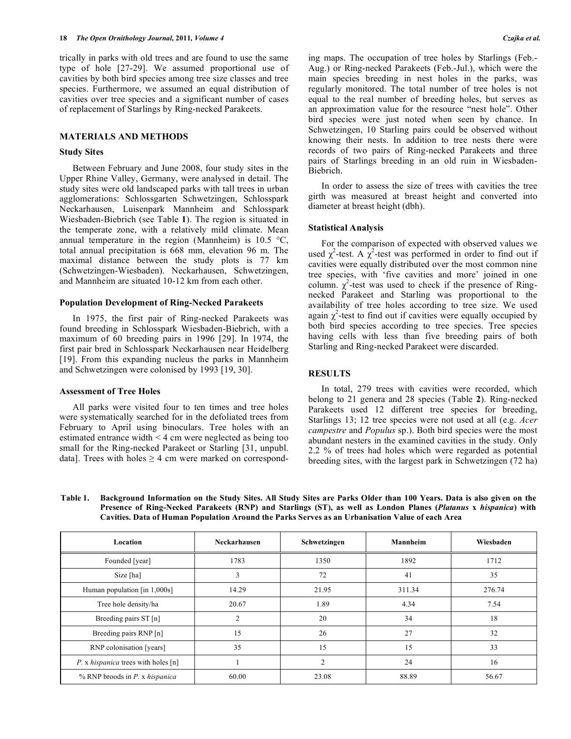trically in parks with old trees and are found to use the same type of hole [27-29]. We assumed proportional use of cavities by both bird species among tree size classes and tree species. Furthermore, we assumed an equal distribution of cavities over tree species and a significant number of cases of replacement of Starlings by Ring-necked Parakeets.

## MATERIALS AND METHODS

### Study Sites

Between February and June 2008, four study sites in the Upper Rhine Valley, Germany, were analysed in detail. The study sites were old landscaped parks with tall trees in urban agglomerations: Schlossgarten Schwetzingen, Schlosspark Neckarhausen, Luisenpark Mannheim and Schlosspark Wiesbaden-Biebrich (see Table **1**). The region is situated in the temperate zone, with a relatively mild climate. Mean annual temperature in the region (Mannheim) is 10.5 °C, total annual precipitation is 668 mm, elevation 96 m. The maximal distance between the study plots is 77 km (Schwetzingen-Wiesbaden). Neckarhausen, Schwetzingen, and Mannheim are situated 10-12 km from each other.

### Population Development of Ring-Necked Parakeets

In 1975, the first pair of Ring-necked Parakeets was found breeding in Schlosspark Wiesbaden-Biebrich, with a maximum of 60 breeding pairs in 1996 [29]. In 1974, the first pair bred in Schlosspark Neckarhausen near Heidelberg [19]. From this expanding nucleus the parks in Mannheim and Schwetzingen were colonised by 1993 [19, 30].

### Assessment of Tree Holes

All parks were visited four to ten times and tree holes were systematically searched for in the defoliated trees from February to April using binoculars. Tree holes with an estimated entrance width < 4 cm were neglected as being too small for the Ring-necked Parakeet or Starling [31, unpubl. data]. Trees with holes ≥ 4 cm were marked on corresponding maps. The occupation of tree holes by Starlings (Feb.-Aug.) or Ring-necked Parakeets (Feb.-Jul.), which were the main species breeding in nest holes in the parks, was regularly monitored. The total number of tree holes is not equal to the real number of breeding holes, but serves as an approximation value for the resource "nest hole". Other bird species were just noted when seen by chance. In Schwetzingen, 10 Starling pairs could be observed without knowing their nests. In addition to tree nests there were records of two pairs of Ring-necked Parakeets and three pairs of Starlings breeding in an old ruin in Wiesbaden-Biebrich.

In order to assess the size of trees with cavities the tree girth was measured at breast height and converted into diameter at breast height (dbh).

### Statistical Analysis

For the comparison of expected with observed values we used $\chi^2$-test. A $\chi^2$-test was performed in order to find out if cavities were equally distributed over the most common nine tree species, with 'five cavities and more' joined in one column. $\chi^2$-test was used to check if the presence of Ring-necked Parakeet and Starling was proportional to the availability of tree holes according to tree size. We used again $\chi^2$-test to find out if cavities were equally occupied by both bird species according to tree species. Tree species having cells with less than five breeding pairs of both Starling and Ring-necked Parakeet were discarded.

## RESULTS

In total, 279 trees with cavities were recorded, which belong to 21 genera and 28 species (Table **2**). Ring-necked Parakeets used 12 different tree species for breeding, Starlings 13; 12 tree species were not used at all (e.g. *Acer campestre* and *Populus* sp.). Both bird species were the most abundant nesters in the examined cavities in the study. Only 2.2 % of trees had holes which were regarded as potential breeding sites, with the largest park in Schwetzingen (72 ha)

**Table 1. Background Information on the Study Sites. All Study Sites are Parks Older than 100 Years. Data is also given on the Presence of Ring-Necked Parakeets (RNP) and Starlings (ST), as well as London Planes (*Platanus* x *hispanica*) with Cavities. Data of Human Population Around the Parks Serves as an Urbanisation Value of each Area**

| Location | Neckarhausen | Schwetzingen | Mannheim | Wiesbaden |
|---|---|---|---|---|
| Founded [year] | 1783 | 1350 | 1892 | 1712 |
| Size [ha] | 3 | 72 | 41 | 35 |
| Human population [in 1,000s] | 14.29 | 21.95 | 311.34 | 276.74 |
| Tree hole density/ha | 20.67 | 1.89 | 4.34 | 7.54 |
| Breeding pairs ST [n] | 2 | 20 | 34 | 18 |
| Breeding pairs RNP [n] | 15 | 26 | 27 | 32 |
| RNP colonisation [years] | 35 | 15 | 15 | 33 |
| *P.* x *hispanica* trees with holes [n] | 1 | 2 | 24 | 16 |
| % RNP broods in *P.* x *hispanica* | 60.00 | 23.08 | 88.89 | 56.67 |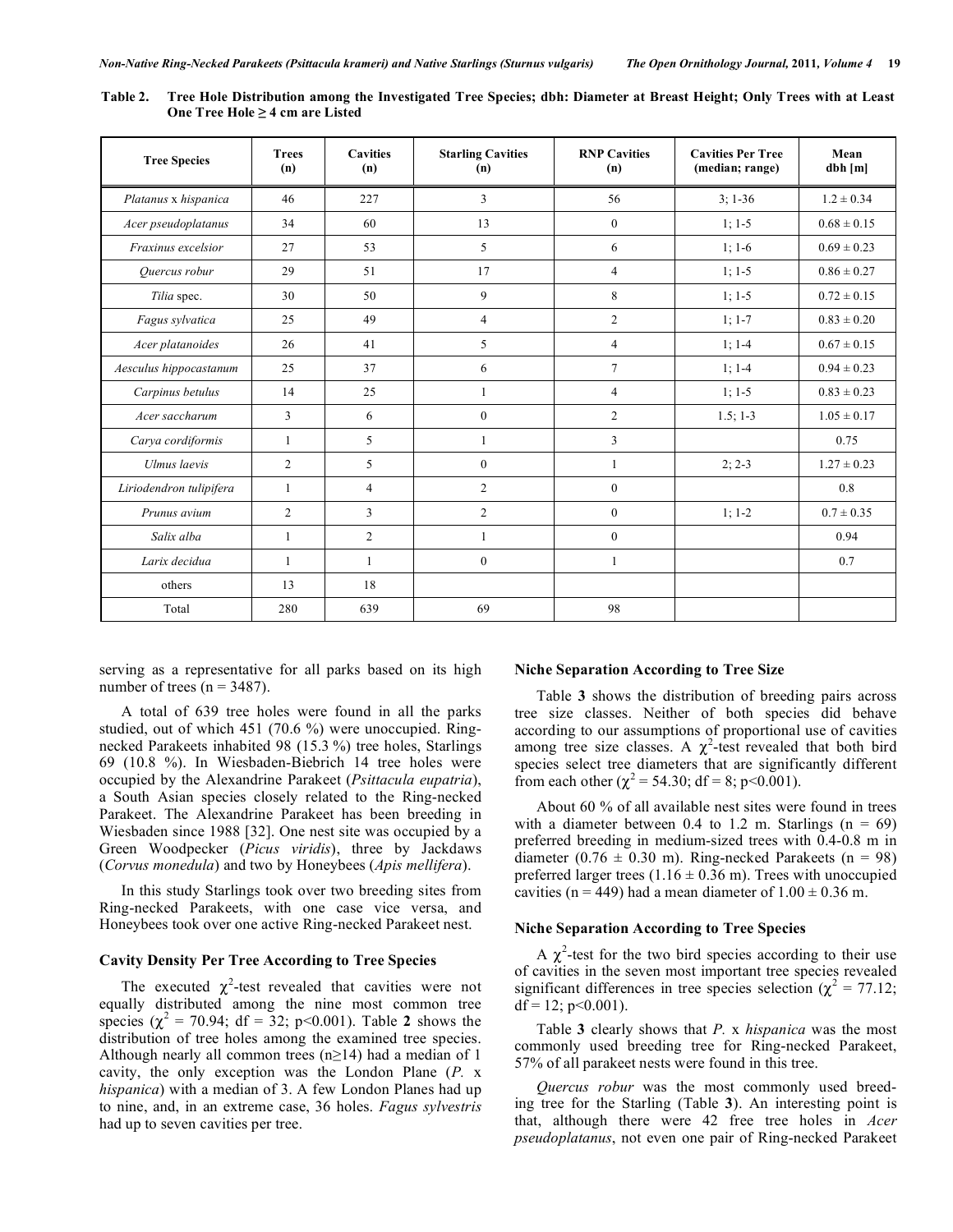**Table 2. Tree Hole Distribution among the Investigated Tree Species; dbh: Diameter at Breast Height; Only Trees with at Least One Tree Hole ≥ 4 cm are Listed**

| Tree Species | Trees (n) | Cavities (n) | Starling Cavities (n) | RNP Cavities (n) | Cavities Per Tree (median; range) | Mean dbh [m] |
|---|---|---|---|---|---|---|
| *Platanus* x *hispanica* | 46 | 227 | 3 | 56 | 3; 1-36 | 1.2 ± 0.34 |
| *Acer pseudoplatanus* | 34 | 60 | 13 | 0 | 1; 1-5 | 0.68 ± 0.15 |
| *Fraxinus excelsior* | 27 | 53 | 5 | 6 | 1; 1-6 | 0.69 ± 0.23 |
| *Quercus robur* | 29 | 51 | 17 | 4 | 1; 1-5 | 0.86 ± 0.27 |
| *Tilia* spec. | 30 | 50 | 9 | 8 | 1; 1-5 | 0.72 ± 0.15 |
| *Fagus sylvatica* | 25 | 49 | 4 | 2 | 1; 1-7 | 0.83 ± 0.20 |
| *Acer platanoides* | 26 | 41 | 5 | 4 | 1; 1-4 | 0.67 ± 0.15 |
| *Aesculus hippocastanum* | 25 | 37 | 6 | 7 | 1; 1-4 | 0.94 ± 0.23 |
| *Carpinus betulus* | 14 | 25 | 1 | 4 | 1; 1-5 | 0.83 ± 0.23 |
| *Acer saccharum* | 3 | 6 | 0 | 2 | 1.5; 1-3 | 1.05 ± 0.17 |
| *Carya cordiformis* | 1 | 5 | 1 | 3 | | 0.75 |
| *Ulmus laevis* | 2 | 5 | 0 | 1 | 2; 2-3 | 1.27 ± 0.23 |
| *Liriodendron tulipifera* | 1 | 4 | 2 | 0 | | 0.8 |
| *Prunus avium* | 2 | 3 | 2 | 0 | 1; 1-2 | 0.7 ± 0.35 |
| *Salix alba* | 1 | 2 | 1 | 0 | | 0.94 |
| *Larix decidua* | 1 | 1 | 0 | 1 | | 0.7 |
| others | 13 | 18 | | | | |
| Total | 280 | 639 | 69 | 98 | | |

serving as a representative for all parks based on its high number of trees (n = 3487).

A total of 639 tree holes were found in all the parks studied, out of which 451 (70.6 %) were unoccupied. Ring-necked Parakeets inhabited 98 (15.3 %) tree holes, Starlings 69 (10.8 %). In Wiesbaden-Biebrich 14 tree holes were occupied by the Alexandrine Parakeet (*Psittacula eupatria*), a South Asian species closely related to the Ring-necked Parakeet. The Alexandrine Parakeet has been breeding in Wiesbaden since 1988 [32]. One nest site was occupied by a Green Woodpecker (*Picus viridis*), three by Jackdaws (*Corvus monedula*) and two by Honeybees (*Apis mellifera*).

In this study Starlings took over two breeding sites from Ring-necked Parakeets, with one case vice versa, and Honeybees took over one active Ring-necked Parakeet nest.

### Cavity Density Per Tree According to Tree Species

The executed $\chi^2$-test revealed that cavities were not equally distributed among the nine most common tree species ($\chi^2 = 70.94$; df = 32; $p<0.001$). Table **2** shows the distribution of tree holes among the examined tree species. Although nearly all common trees (n≥14) had a median of 1 cavity, the only exception was the London Plane (*P.* x *hispanica*) with a median of 3. A few London Planes had up to nine, and, in an extreme case, 36 holes. *Fagus sylvestris* had up to seven cavities per tree.

### Niche Separation According to Tree Size

Table **3** shows the distribution of breeding pairs across tree size classes. Neither of both species did behave according to our assumptions of proportional use of cavities among tree size classes. A $\chi^2$-test revealed that both bird species select tree diameters that are significantly different from each other ($\chi^2 = 54.30$; df = 8; $p<0.001$).

About 60 % of all available nest sites were found in trees with a diameter between 0.4 to 1.2 m. Starlings (n = 69) preferred breeding in medium-sized trees with 0.4-0.8 m in diameter (0.76 ± 0.30 m). Ring-necked Parakeets (n = 98) preferred larger trees (1.16 ± 0.36 m). Trees with unoccupied cavities (n = 449) had a mean diameter of 1.00 ± 0.36 m.

### Niche Separation According to Tree Species

A $\chi^2$-test for the two bird species according to their use of cavities in the seven most important tree species revealed significant differences in tree species selection ($\chi^2 = 77.12$; df = 12; $p<0.001$).

Table **3** clearly shows that *P.* x *hispanica* was the most commonly used breeding tree for Ring-necked Parakeet, 57% of all parakeet nests were found in this tree.

*Quercus robur* was the most commonly used breeding tree for the Starling (Table **3**). An interesting point is that, although there were 42 free tree holes in *Acer pseudoplatanus*, not even one pair of Ring-necked Parakeet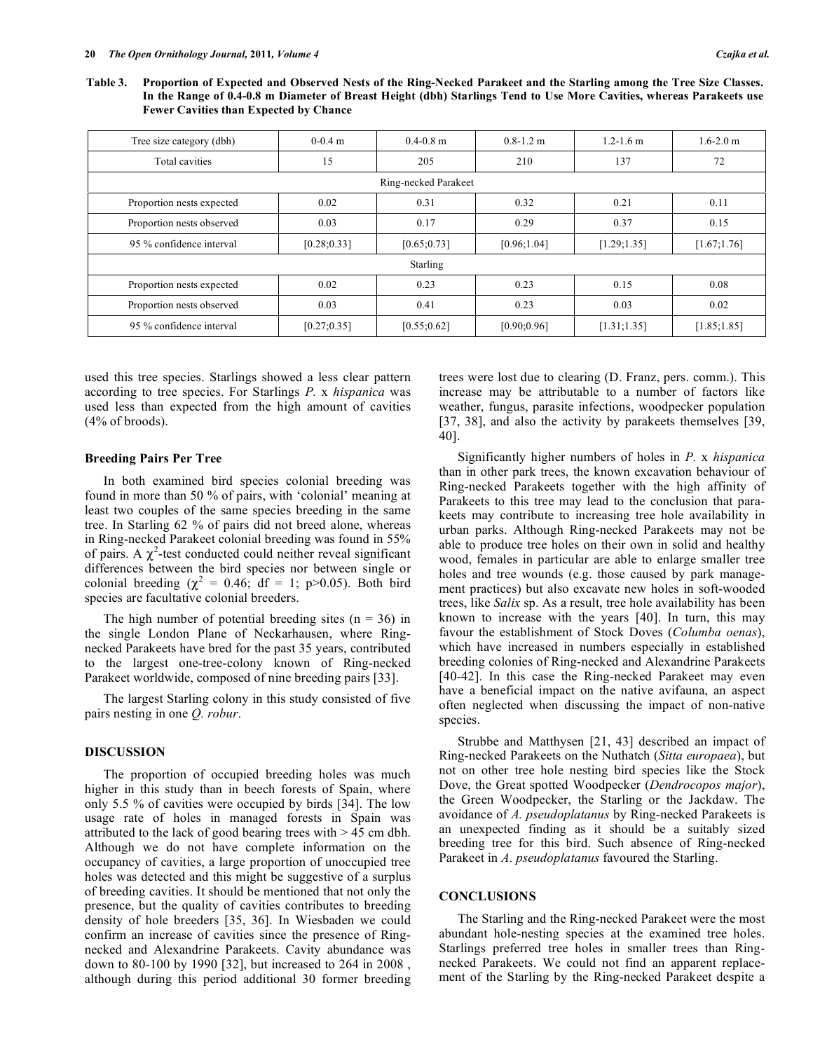**Table 3. Proportion of Expected and Observed Nests of the Ring-Necked Parakeet and the Starling among the Tree Size Classes. In the Range of 0.4-0.8 m Diameter of Breast Height (dbh) Starlings Tend to Use More Cavities, whereas Parakeets use Fewer Cavities than Expected by Chance**

| Tree size category (dbh) | 0-0.4 m | 0.4-0.8 m | 0.8-1.2 m | 1.2-1.6 m | 1.6-2.0 m |
|---|---|---|---|---|---|
| Total cavities | 15 | 205 | 210 | 137 | 72 |
| Ring-necked Parakeet | | | | | |
| Proportion nests expected | 0.02 | 0.31 | 0.32 | 0.21 | 0.11 |
| Proportion nests observed | 0.03 | 0.17 | 0.29 | 0.37 | 0.15 |
| 95 % confidence interval | [0.28;0.33] | [0.65;0.73] | [0.96;1.04] | [1.29;1.35] | [1.67;1.76] |
| Starling | | | | | |
| Proportion nests expected | 0.02 | 0.23 | 0.23 | 0.15 | 0.08 |
| Proportion nests observed | 0.03 | 0.41 | 0.23 | 0.03 | 0.02 |
| 95 % confidence interval | [0.27;0.35] | [0.55;0.62] | [0.90;0.96] | [1.31;1.35] | [1.85;1.85] |

used this tree species. Starlings showed a less clear pattern according to tree species. For Starlings *P.* x *hispanica* was used less than expected from the high amount of cavities (4% of broods).

### Breeding Pairs Per Tree

In both examined bird species colonial breeding was found in more than 50 % of pairs, with 'colonial' meaning at least two couples of the same species breeding in the same tree. In Starling 62 % of pairs did not breed alone, whereas in Ring-necked Parakeet colonial breeding was found in 55% of pairs. A $\chi^2$-test conducted could neither reveal significant differences between the bird species nor between single or colonial breeding ($\chi^2 = 0.46$; df = 1; $p>0.05$). Both bird species are facultative colonial breeders.

The high number of potential breeding sites (n = 36) in the single London Plane of Neckarhausen, where Ring-necked Parakeets have bred for the past 35 years, contributed to the largest one-tree-colony known of Ring-necked Parakeet worldwide, composed of nine breeding pairs [33].

The largest Starling colony in this study consisted of five pairs nesting in one *Q. robur*.

## DISCUSSION

The proportion of occupied breeding holes was much higher in this study than in beech forests of Spain, where only 5.5 % of cavities were occupied by birds [34]. The low usage rate of holes in managed forests in Spain was attributed to the lack of good bearing trees with > 45 cm dbh. Although we do not have complete information on the occupancy of cavities, a large proportion of unoccupied tree holes was detected and this might be suggestive of a surplus of breeding cavities. It should be mentioned that not only the presence, but the quality of cavities contributes to breeding density of hole breeders [35, 36]. In Wiesbaden we could confirm an increase of cavities since the presence of Ring-necked and Alexandrine Parakeets. Cavity abundance was down to 80-100 by 1990 [32], but increased to 264 in 2008 , although during this period additional 30 former breeding trees were lost due to clearing (D. Franz, pers. comm.). This increase may be attributable to a number of factors like weather, fungus, parasite infections, woodpecker population [37, 38], and also the activity by parakeets themselves [39, 40].

Significantly higher numbers of holes in *P.* x *hispanica* than in other park trees, the known excavation behaviour of Ring-necked Parakeets together with the high affinity of Parakeets to this tree may lead to the conclusion that parakeets may contribute to increasing tree hole availability in urban parks. Although Ring-necked Parakeets may not be able to produce tree holes on their own in solid and healthy wood, females in particular are able to enlarge smaller tree holes and tree wounds (e.g. those caused by park management practices) but also excavate new holes in soft-wooded trees, like *Salix* sp. As a result, tree hole availability has been known to increase with the years [40]. In turn, this may favour the establishment of Stock Doves (*Columba oenas*), which have increased in numbers especially in established breeding colonies of Ring-necked and Alexandrine Parakeets [40-42]. In this case the Ring-necked Parakeet may even have a beneficial impact on the native avifauna, an aspect often neglected when discussing the impact of non-native species.

Strubbe and Matthysen [21, 43] described an impact of Ring-necked Parakeets on the Nuthatch (*Sitta europaea*), but not on other tree hole nesting bird species like the Stock Dove, the Great spotted Woodpecker (*Dendrocopos major*), the Green Woodpecker, the Starling or the Jackdaw. The avoidance of *A. pseudoplatanus* by Ring-necked Parakeets is an unexpected finding as it should be a suitably sized breeding tree for this bird. Such absence of Ring-necked Parakeet in *A. pseudoplatanus* favoured the Starling.

## CONCLUSIONS

The Starling and the Ring-necked Parakeet were the most abundant hole-nesting species at the examined tree holes. Starlings preferred tree holes in smaller trees than Ring-necked Parakeets. We could not find an apparent replacement of the Starling by the Ring-necked Parakeet despite a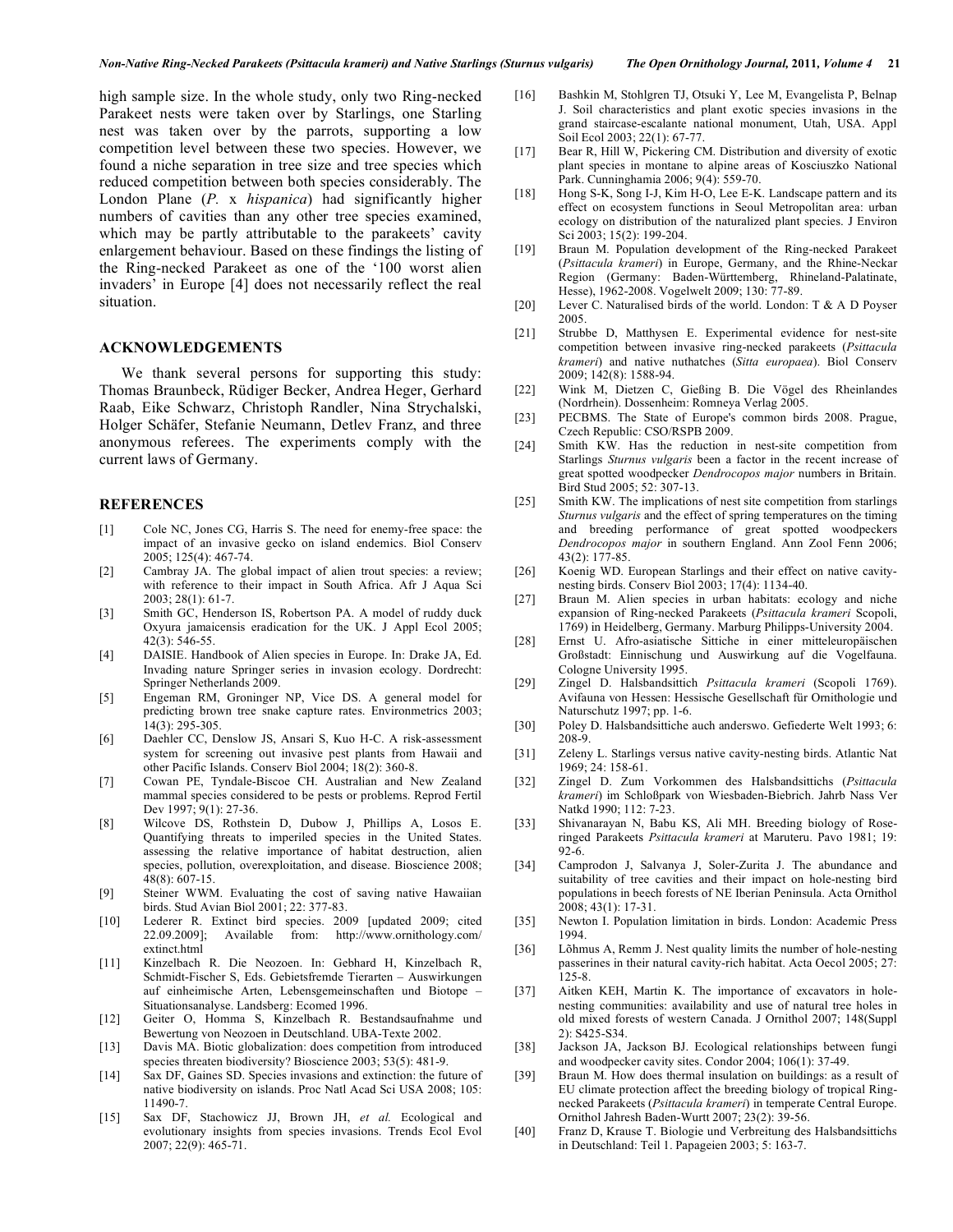high sample size. In the whole study, only two Ring-necked Parakeet nests were taken over by Starlings, one Starling nest was taken over by the parrots, supporting a low competition level between these two species. However, we found a niche separation in tree size and tree species which reduced competition between both species considerably. The London Plane (*P.* x *hispanica*) had significantly higher numbers of cavities than any other tree species examined, which may be partly attributable to the parakeets' cavity enlargement behaviour. Based on these findings the listing of the Ring-necked Parakeet as one of the '100 worst alien invaders' in Europe [4] does not necessarily reflect the real situation.

## ACKNOWLEDGEMENTS

We thank several persons for supporting this study: Thomas Braunbeck, Rüdiger Becker, Andrea Heger, Gerhard Raab, Eike Schwarz, Christoph Randler, Nina Strychalski, Holger Schäfer, Stefanie Neumann, Detlev Franz, and three anonymous referees. The experiments comply with the current laws of Germany.

## REFERENCES

[1] Cole NC, Jones CG, Harris S. The need for enemy-free space: the impact of an invasive gecko on island endemics. Biol Conserv 2005; 125(4): 467-74.

[2] Cambray JA. The global impact of alien trout species: a review; with reference to their impact in South Africa. Afr J Aqua Sci 2003; 28(1): 61-7.

[3] Smith GC, Henderson IS, Robertson PA. A model of ruddy duck Oxyura jamaicensis eradication for the UK. J Appl Ecol 2005; 42(3): 546-55.

[4] DAISIE. Handbook of Alien species in Europe. In: Drake JA, Ed. Invading nature Springer series in invasion ecology. Dordrecht: Springer Netherlands 2009.

[5] Engeman RM, Groninger NP, Vice DS. A general model for predicting brown tree snake capture rates. Environmetrics 2003; 14(3): 295-305.

[6] Daehler CC, Denslow JS, Ansari S, Kuo H-C. A risk-assessment system for screening out invasive pest plants from Hawaii and other Pacific Islands. Conserv Biol 2004; 18(2): 360-8.

[7] Cowan PE, Tyndale-Biscoe CH. Australian and New Zealand mammal species considered to be pests or problems. Reprod Fertil Dev 1997; 9(1): 27-36.

[8] Wilcove DS, Rothstein D, Dubow J, Phillips A, Losos E. Quantifying threats to imperiled species in the United States. assessing the relative importance of habitat destruction, alien species, pollution, overexploitation, and disease. Bioscience 2008; 48(8): 607-15.

[9] Steiner WWM. Evaluating the cost of saving native Hawaiian birds. Stud Avian Biol 2001; 22: 377-83.

[10] Lederer R. Extinct bird species. 2009 [updated 2009; cited 22.09.2009]; Available from: http://www.ornithology.com/extinct.html

[11] Kinzelbach R. Die Neozoen. In: Gebhard H, Kinzelbach R, Schmidt-Fischer S, Eds. Gebietsfremde Tierarten – Auswirkungen auf einheimische Arten, Lebensgemeinschaften und Biotope – Situationsanalyse. Landsberg: Ecomed 1996.

[12] Geiter O, Homma S, Kinzelbach R. Bestandsaufnahme und Bewertung von Neozoen in Deutschland. UBA-Texte 2002.

[13] Davis MA. Biotic globalization: does competition from introduced species threaten biodiversity? Bioscience 2003; 53(5): 481-9.

[14] Sax DF, Gaines SD. Species invasions and extinction: the future of native biodiversity on islands. Proc Natl Acad Sci USA 2008; 105: 11490-7.

[15] Sax DF, Stachowicz JJ, Brown JH, *et al.* Ecological and evolutionary insights from species invasions. Trends Ecol Evol 2007; 22(9): 465-71.

[16] Bashkin M, Stohlgren TJ, Otsuki Y, Lee M, Evangelista P, Belnap J. Soil characteristics and plant exotic species invasions in the grand staircase-escalante national monument, Utah, USA. Appl Soil Ecol 2003; 22(1): 67-77.

[17] Bear R, Hill W, Pickering CM. Distribution and diversity of exotic plant species in montane to alpine areas of Kosciuszko National Park. Cunninghamia 2006; 9(4): 559-70.

[18] Hong S-K, Song I-J, Kim H-O, Lee E-K. Landscape pattern and its effect on ecosystem functions in Seoul Metropolitan area: urban ecology on distribution of the naturalized plant species. J Environ Sci 2003; 15(2): 199-204.

[19] Braun M. Population development of the Ring-necked Parakeet (*Psittacula krameri*) in Europe, Germany, and the Rhine-Neckar Region (Germany: Baden-Württemberg, Rhineland-Palatinate, Hesse), 1962-2008. Vogelwelt 2009; 130: 77-89.

[20] Lever C. Naturalised birds of the world. London: T & A D Poyser 2005.

[21] Strubbe D, Matthysen E. Experimental evidence for nest-site competition between invasive ring-necked parakeets (*Psittacula krameri*) and native nuthatches (*Sitta europaea*). Biol Conserv 2009; 142(8): 1588-94.

[22] Wink M, Dietzen C, Gießing B. Die Vögel des Rheinlandes (Nordrhein). Dossenheim: Romneya Verlag 2005.

[23] PECBMS. The State of Europe's common birds 2008. Prague, Czech Republic: CSO/RSPB 2009.

[24] Smith KW. Has the reduction in nest-site competition from Starlings *Sturnus vulgaris* been a factor in the recent increase of great spotted woodpecker *Dendrocopos major* numbers in Britain. Bird Stud 2005; 52: 307-13.

[25] Smith KW. The implications of nest site competition from starlings *Sturnus vulgaris* and the effect of spring temperatures on the timing and breeding performance of great spotted woodpeckers *Dendrocopos major* in southern England. Ann Zool Fenn 2006; 43(2): 177-85.

[26] Koenig WD. European Starlings and their effect on native cavity-nesting birds. Conserv Biol 2003; 17(4): 1134-40.

[27] Braun M. Alien species in urban habitats: ecology and niche expansion of Ring-necked Parakeets (*Psittacula krameri* Scopoli, 1769) in Heidelberg, Germany. Marburg Philipps-University 2004.

[28] Ernst U. Afro-asiatische Sittiche in einer mitteleuropäischen Großstadt: Einnischung und Auswirkung auf die Vogelfauna. Cologne University 1995.

[29] Zingel D. Halsbandsittich *Psittacula krameri* (Scopoli 1769). Avifauna von Hessen: Hessische Gesellschaft für Ornithologie und Naturschutz 1997; pp. 1-6.

[30] Poley D. Halsbandsittiche auch anderswo. Gefiederte Welt 1993; 6: 208-9.

[31] Zeleny L. Starlings versus native cavity-nesting birds. Atlantic Nat 1969; 24: 158-61.

[32] Zingel D. Zum Vorkommen des Halsbandsittichs (*Psittacula krameri*) im Schloßpark von Wiesbaden-Biebrich. Jahrb Nass Ver Natkd 1990; 112: 7-23.

[33] Shivanarayan N, Babu KS, Ali MH. Breeding biology of Rose-ringed Parakeets *Psittacula krameri* at Maruteru. Pavo 1981; 19: 92-6.

[34] Camprodon J, Salvanya J, Soler-Zurita J. The abundance and suitability of tree cavities and their impact on hole-nesting bird populations in beech forests of NE Iberian Peninsula. Acta Ornithol 2008; 43(1): 17-31.

[35] Newton I. Population limitation in birds. London: Academic Press 1994.

[36] Lõhmus A, Remm J. Nest quality limits the number of hole-nesting passerines in their natural cavity-rich habitat. Acta Oecol 2005; 27: 125-8.

[37] Aitken KEH, Martin K. The importance of excavators in hole-nesting communities: availability and use of natural tree holes in old mixed forests of western Canada. J Ornithol 2007; 148(Suppl 2): S425-S34.

[38] Jackson JA, Jackson BJ. Ecological relationships between fungi and woodpecker cavity sites. Condor 2004; 106(1): 37-49.

[39] Braun M. How does thermal insulation on buildings: as a result of EU climate protection affect the breeding biology of tropical Ring-necked Parakeets (*Psittacula krameri*) in temperate Central Europe. Ornithol Jahresh Baden-Wurtt 2007; 23(2): 39-56.

[40] Franz D, Krause T. Biologie und Verbreitung des Halsbandsittichs in Deutschland: Teil 1. Papageien 2003; 5: 163-7.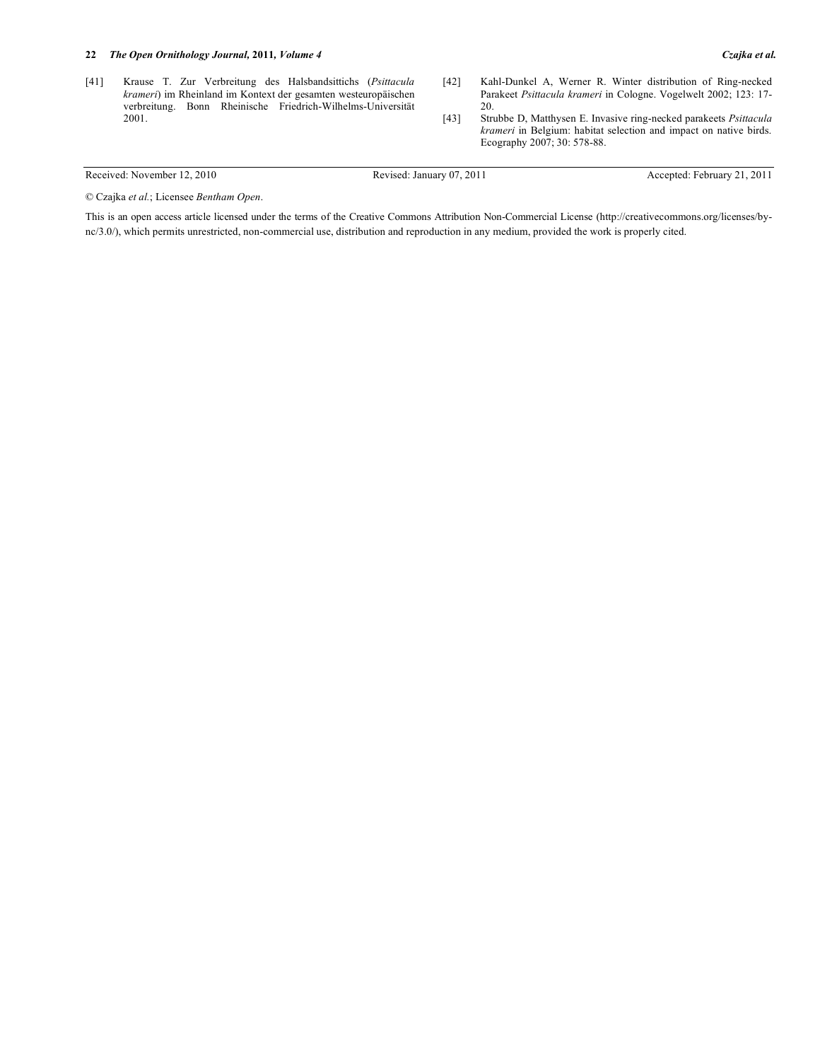[41] Krause T. Zur Verbreitung des Halsbandsittichs (*Psittacula krameri*) im Rheinland im Kontext der gesamten westeuropäischen verbreitung. Bonn Rheinische Friedrich-Wilhelms-Universität 2001.

[42] Kahl-Dunkel A, Werner R. Winter distribution of Ring-necked Parakeet *Psittacula krameri* in Cologne. Vogelwelt 2002; 123: 17-20.

[43] Strubbe D, Matthysen E. Invasive ring-necked parakeets *Psittacula krameri* in Belgium: habitat selection and impact on native birds. Ecography 2007; 30: 578-88.

Received: November 12, 2010 Revised: January 07, 2011 Accepted: February 21, 2011

© Czajka *et al.*; Licensee *Bentham Open*.

This is an open access article licensed under the terms of the Creative Commons Attribution Non-Commercial License (http://creativecommons.org/licenses/by-nc/3.0/), which permits unrestricted, non-commercial use, distribution and reproduction in any medium, provided the work is properly cited.